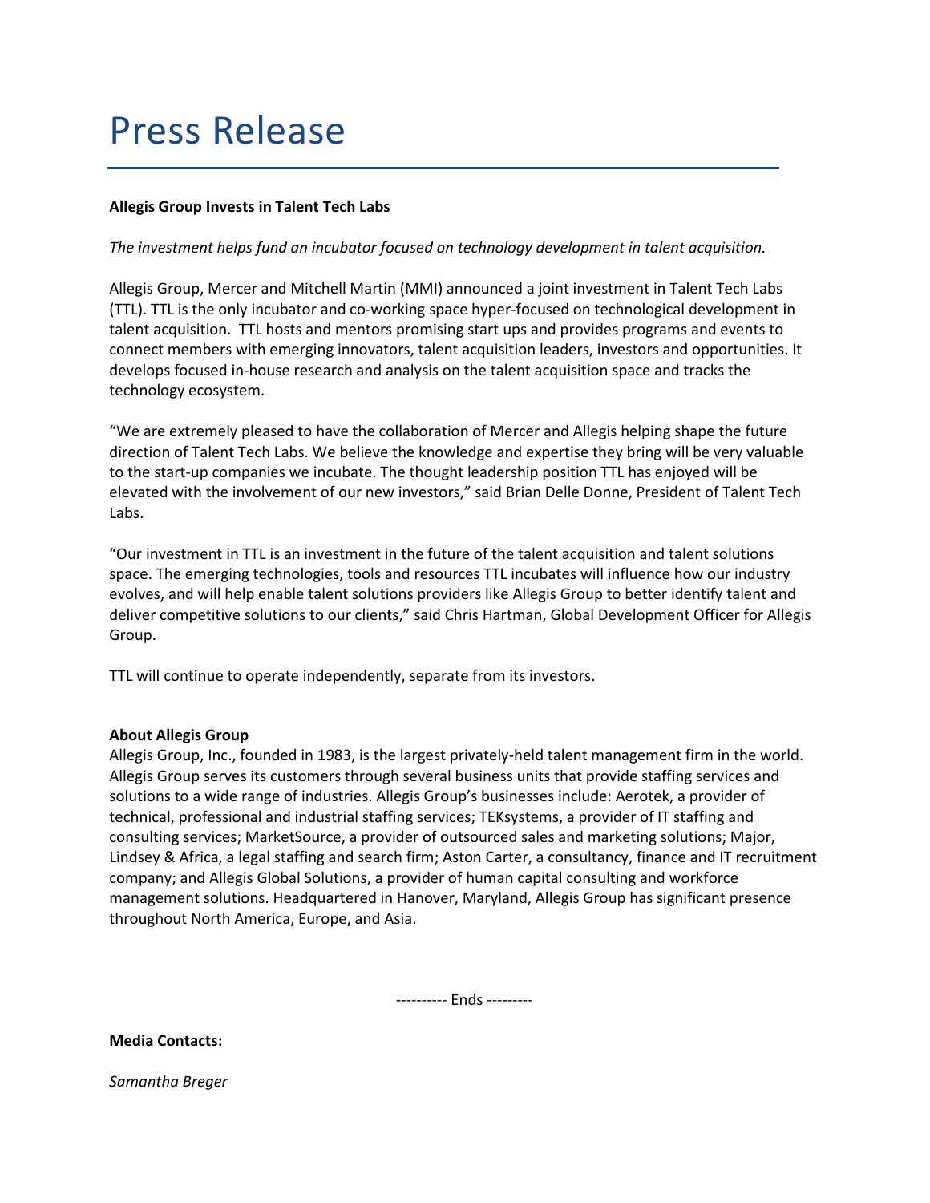# Press Release

**Allegis Group Invests in Talent Tech Labs**

*The investment helps fund an incubator focused on technology development in talent acquisition.*

Allegis Group, Mercer and Mitchell Martin (MMI) announced a joint investment in Talent Tech Labs (TTL). TTL is the only incubator and co-working space hyper-focused on technological development in talent acquisition. TTL hosts and mentors promising start ups and provides programs and events to connect members with emerging innovators, talent acquisition leaders, investors and opportunities. It develops focused in-house research and analysis on the talent acquisition space and tracks the technology ecosystem.

"We are extremely pleased to have the collaboration of Mercer and Allegis helping shape the future direction of Talent Tech Labs. We believe the knowledge and expertise they bring will be very valuable to the start-up companies we incubate. The thought leadership position TTL has enjoyed will be elevated with the involvement of our new investors," said Brian Delle Donne, President of Talent Tech Labs.

"Our investment in TTL is an investment in the future of the talent acquisition and talent solutions space. The emerging technologies, tools and resources TTL incubates will influence how our industry evolves, and will help enable talent solutions providers like Allegis Group to better identify talent and deliver competitive solutions to our clients," said Chris Hartman, Global Development Officer for Allegis Group.

TTL will continue to operate independently, separate from its investors.

**About Allegis Group**
Allegis Group, Inc., founded in 1983, is the largest privately-held talent management firm in the world. Allegis Group serves its customers through several business units that provide staffing services and solutions to a wide range of industries. Allegis Group's businesses include: Aerotek, a provider of technical, professional and industrial staffing services; TEKsystems, a provider of IT staffing and consulting services; MarketSource, a provider of outsourced sales and marketing solutions; Major, Lindsey & Africa, a legal staffing and search firm; Aston Carter, a consultancy, finance and IT recruitment company; and Allegis Global Solutions, a provider of human capital consulting and workforce management solutions. Headquartered in Hanover, Maryland, Allegis Group has significant presence throughout North America, Europe, and Asia.

---------- Ends ---------

**Media Contacts:**

*Samantha Breger*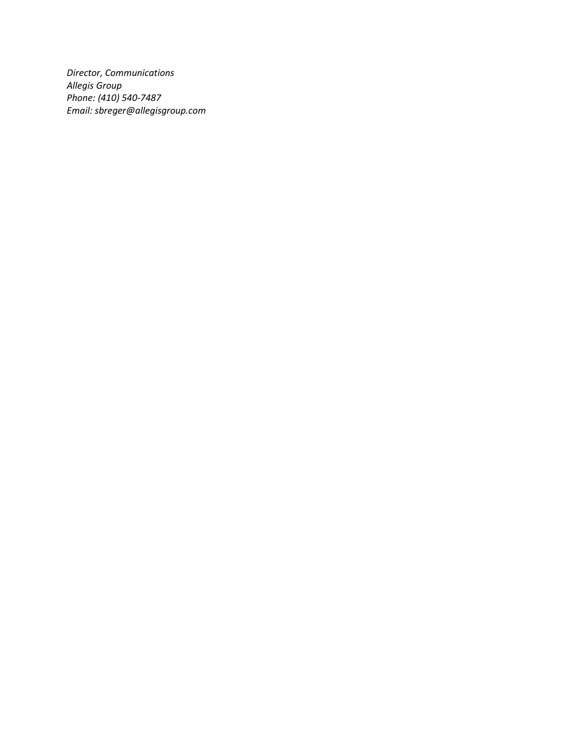*Director, Communications*
*Allegis Group*
*Phone: (410) 540-7487*
*Email: sbreger@allegisgroup.com*